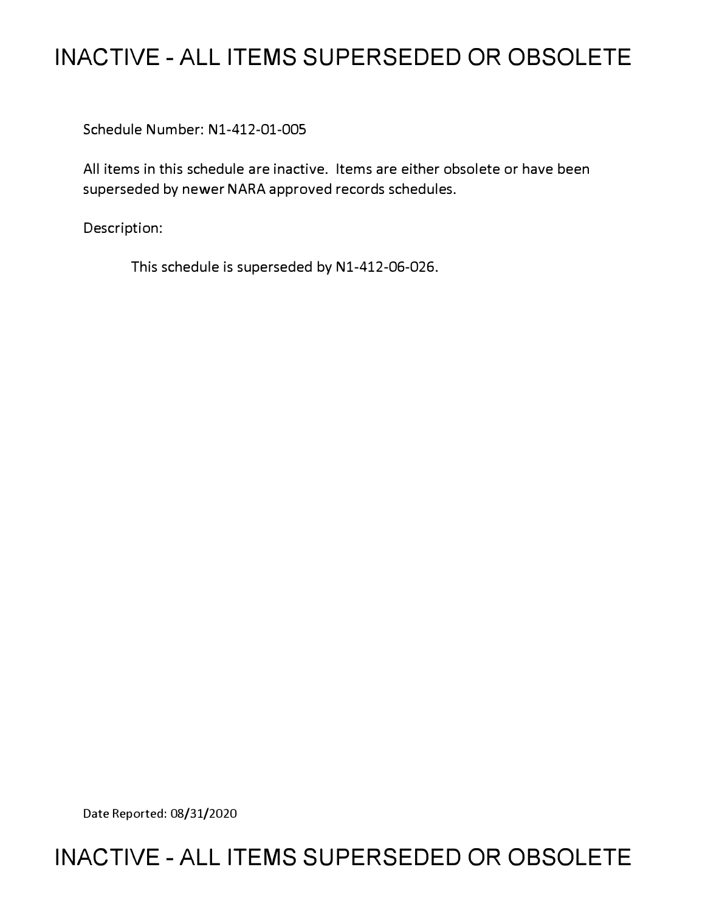# INACTIVE - ALL ITEMS SUPERSEDED OR OBSOLETE

Schedule Number: N1-412-01-005

All items in this schedule are inactive. Items are either obsolete or have been superseded by newer NARA approved records schedules.

Description:

This schedule is superseded by N1-412-06-026.

Date Reported: 08/31/2020

# INACTIVE - ALL ITEMS SUPERSEDED OR OBSOLETE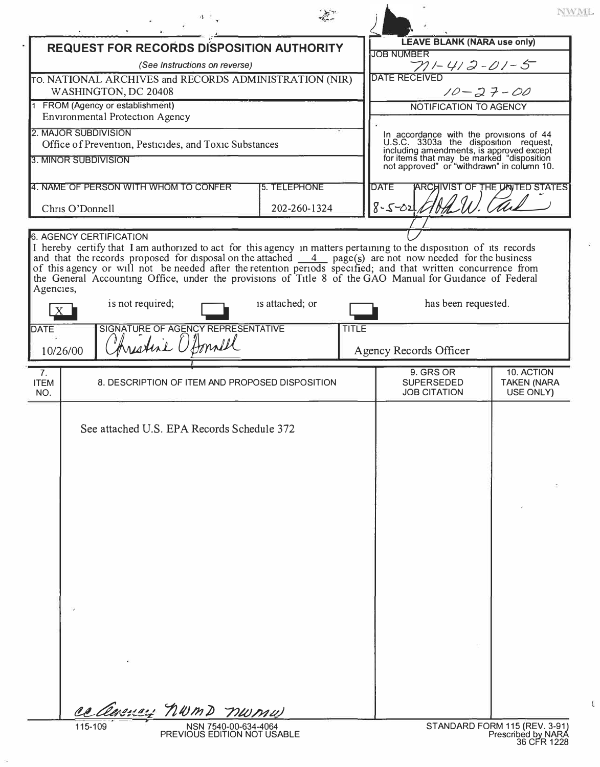NWML

# REQUEST FOR RECORDS DISPOSITION AUTHORITY

*(See Instructions on reverse)*

TO. NATIONAL ARCHIVES and RECORDS ADMINISTRATION (NIR)
WASHINGTON, DC 20408

**LEAVE BLANK (NARA use only)**

JOB NUMBER: N1-412-01-5

DATE RECEIVED: 10-27-00

NOTIFICATION TO AGENCY

In accordance with the provisions of 44 U.S.C. 3303a the disposition request, including amendments, is approved except for items that may be marked "disposition not approved" or "withdrawn" in column 10.

DATE: 8-5-02

ARCHIVIST OF THE UNITED STATES: John W. Carlin

1. FROM (Agency or establishment)
Environmental Protection Agency

2. MAJOR SUBDIVISION
Office of Prevention, Pesticides, and Toxic Substances

3. MINOR SUBDIVISION

4. NAME OF PERSON WITH WHOM TO CONFER
Chris O'Donnell

5. TELEPHONE
202-260-1324

6. AGENCY CERTIFICATION

I hereby certify that I am authorized to act for this agency in matters pertaining to the disposition of its records and that the records proposed for disposal on the attached 4 page(s) are not now needed for the business of this agency or will not be needed after the retention periods specified; and that written concurrence from the General Accounting Office, under the provisions of Title 8 of the GAO Manual for Guidance of Federal Agencies,

[X] is not required; [ ] is attached; or [ ] has been requested.

| DATE | SIGNATURE OF AGENCY REPRESENTATIVE | TITLE |
|---|---|---|
| 10/26/00 | Christine O'Donnell | Agency Records Officer |

| 7. ITEM NO. | 8. DESCRIPTION OF ITEM AND PROPOSED DISPOSITION | 9. GRS OR SUPERSEDED JOB CITATION | 10. ACTION TAKEN (NARA USE ONLY) |
|---|---|---|---|
| | See attached U.S. EPA Records Schedule 372 | | |

cc Agency NWMD NWMW

115-109 NSN 7540-00-634-4064
PREVIOUS EDITION NOT USABLE

STANDARD FORM 115 (REV. 3-91)
Prescribed by NARA
36 CFR 1228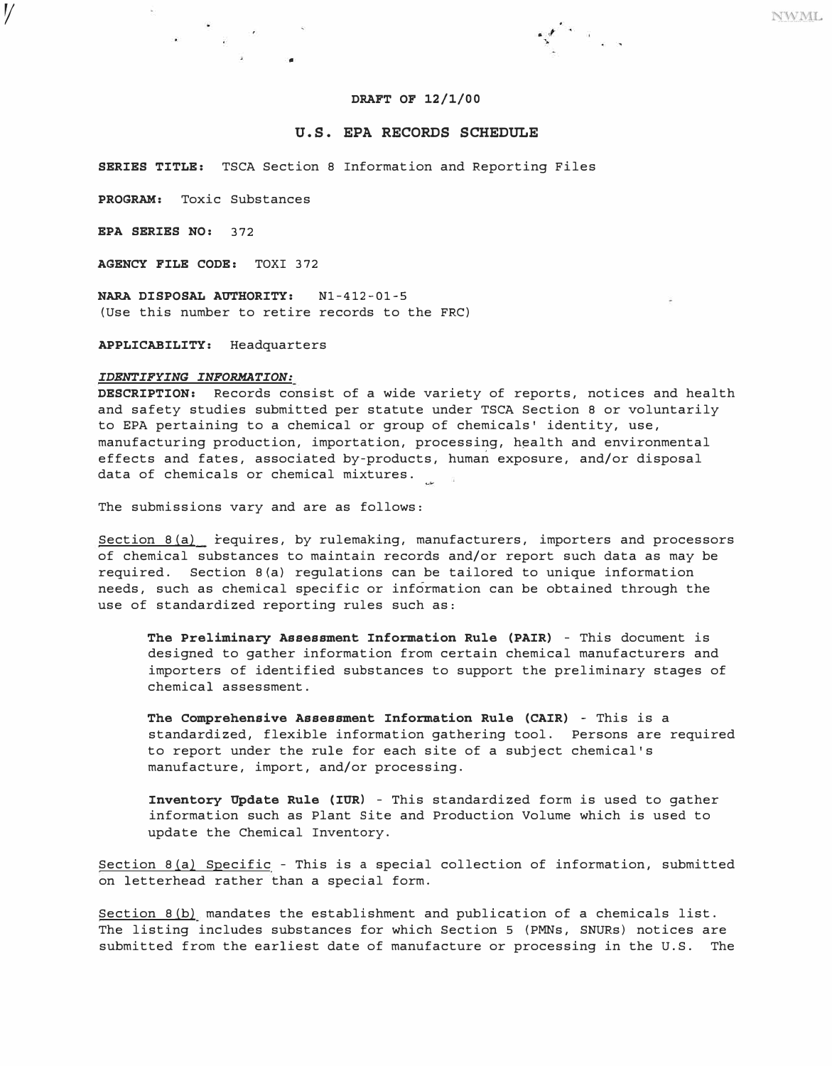**DRAFT OF 12/1/00**

## U.S. EPA RECORDS SCHEDULE

**SERIES TITLE:** TSCA Section 8 Information and Reporting Files

**PROGRAM:** Toxic Substances

**EPA SERIES NO:** 372

**AGENCY FILE CODE:** TOXI 372

**NARA DISPOSAL AUTHORITY:** N1-412-01-5
(Use this number to retire records to the FRC)

**APPLICABILITY:** Headquarters

***IDENTIFYING INFORMATION:***
**DESCRIPTION:** Records consist of a wide variety of reports, notices and health and safety studies submitted per statute under TSCA Section 8 or voluntarily to EPA pertaining to a chemical or group of chemicals' identity, use, manufacturing production, importation, processing, health and environmental effects and fates, associated by-products, human exposure, and/or disposal data of chemicals or chemical mixtures.

The submissions vary and are as follows:

Section 8(a) requires, by rulemaking, manufacturers, importers and processors of chemical substances to maintain records and/or report such data as may be required. Section 8(a) regulations can be tailored to unique information needs, such as chemical specific or information can be obtained through the use of standardized reporting rules such as:

> **The Preliminary Assessment Information Rule (PAIR)** - This document is designed to gather information from certain chemical manufacturers and importers of identified substances to support the preliminary stages of chemical assessment.
>
> **The Comprehensive Assessment Information Rule (CAIR)** - This is a standardized, flexible information gathering tool. Persons are required to report under the rule for each site of a subject chemical's manufacture, import, and/or processing.
>
> **Inventory Update Rule (IUR)** - This standardized form is used to gather information such as Plant Site and Production Volume which is used to update the Chemical Inventory.

Section 8(a) Specific - This is a special collection of information, submitted on letterhead rather than a special form.

Section 8(b) mandates the establishment and publication of a chemicals list. The listing includes substances for which Section 5 (PMNs, SNURs) notices are submitted from the earliest date of manufacture or processing in the U.S. The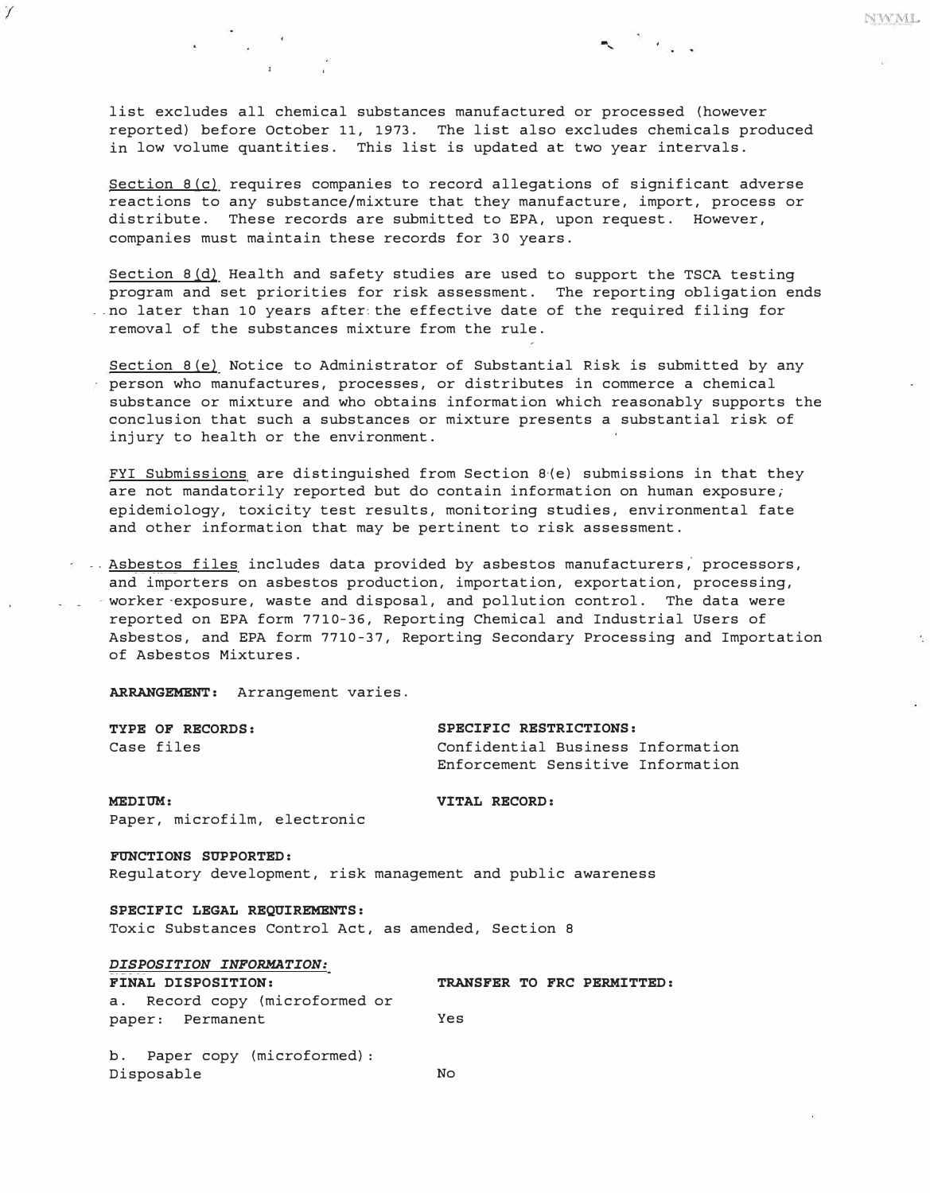list excludes all chemical substances manufactured or processed (however reported) before October 11, 1973. The list also excludes chemicals produced in low volume quantities. This list is updated at two year intervals.

Section 8(c) requires companies to record allegations of significant adverse reactions to any substance/mixture that they manufacture, import, process or distribute. These records are submitted to EPA, upon request. However, companies must maintain these records for 30 years.

Section 8(d) Health and safety studies are used to support the TSCA testing program and set priorities for risk assessment. The reporting obligation ends no later than 10 years after the effective date of the required filing for removal of the substances mixture from the rule.

Section 8(e) Notice to Administrator of Substantial Risk is submitted by any person who manufactures, processes, or distributes in commerce a chemical substance or mixture and who obtains information which reasonably supports the conclusion that such a substances or mixture presents a substantial risk of injury to health or the environment.

FYI Submissions are distinguished from Section 8(e) submissions in that they are not mandatorily reported but do contain information on human exposure, epidemiology, toxicity test results, monitoring studies, environmental fate and other information that may be pertinent to risk assessment.

Asbestos files includes data provided by asbestos manufacturers, processors, and importers on asbestos production, importation, exportation, processing, worker exposure, waste and disposal, and pollution control. The data were reported on EPA form 7710-36, Reporting Chemical and Industrial Users of Asbestos, and EPA form 7710-37, Reporting Secondary Processing and Importation of Asbestos Mixtures.

**ARRANGEMENT:** Arrangement varies.

**TYPE OF RECORDS:**
Case files

**SPECIFIC RESTRICTIONS:**
Confidential Business Information
Enforcement Sensitive Information

**MEDIUM:**
Paper, microfilm, electronic

**VITAL RECORD:**

**FUNCTIONS SUPPORTED:**
Regulatory development, risk management and public awareness

**SPECIFIC LEGAL REQUIREMENTS:**
Toxic Substances Control Act, as amended, Section 8

***DISPOSITION INFORMATION:***

| FINAL DISPOSITION: | TRANSFER TO FRC PERMITTED: |
|---|---|
| a. Record copy (microformed or paper: Permanent | Yes |
| b. Paper copy (microformed): Disposable | No |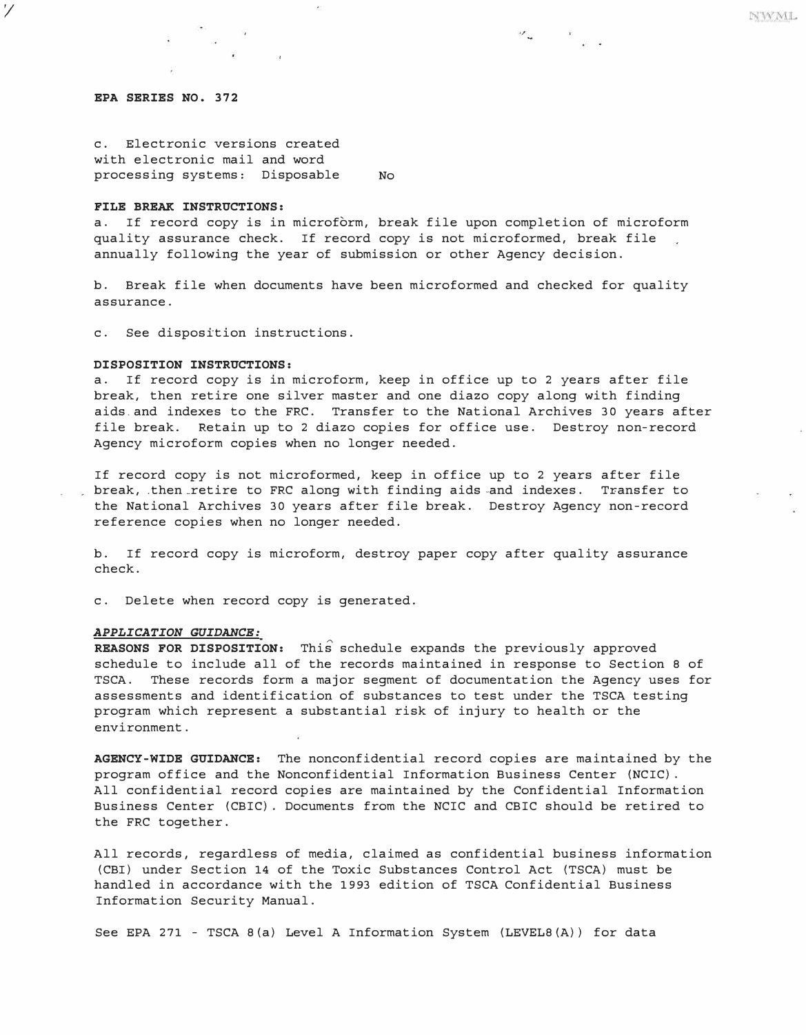**EPA SERIES NO. 372**

c. Electronic versions created with electronic mail and word processing systems: Disposable No

**FILE BREAK INSTRUCTIONS:**

a. If record copy is in microform, break file upon completion of microform quality assurance check. If record copy is not microformed, break file annually following the year of submission or other Agency decision.

b. Break file when documents have been microformed and checked for quality assurance.

c. See disposition instructions.

**DISPOSITION INSTRUCTIONS:**

a. If record copy is in microform, keep in office up to 2 years after file break, then retire one silver master and one diazo copy along with finding aids and indexes to the FRC. Transfer to the National Archives 30 years after file break. Retain up to 2 diazo copies for office use. Destroy non-record Agency microform copies when no longer needed.

If record copy is not microformed, keep in office up to 2 years after file break, then retire to FRC along with finding aids and indexes. Transfer to the National Archives 30 years after file break. Destroy Agency non-record reference copies when no longer needed.

b. If record copy is microform, destroy paper copy after quality assurance check.

c. Delete when record copy is generated.

***APPLICATION GUIDANCE:***

**REASONS FOR DISPOSITION:** This schedule expands the previously approved schedule to include all of the records maintained in response to Section 8 of TSCA. These records form a major segment of documentation the Agency uses for assessments and identification of substances to test under the TSCA testing program which represent a substantial risk of injury to health or the environment.

**AGENCY-WIDE GUIDANCE:** The nonconfidential record copies are maintained by the program office and the Nonconfidential Information Business Center (NCIC). All confidential record copies are maintained by the Confidential Information Business Center (CBIC). Documents from the NCIC and CBIC should be retired to the FRC together.

All records, regardless of media, claimed as confidential business information (CBI) under Section 14 of the Toxic Substances Control Act (TSCA) must be handled in accordance with the 1993 edition of TSCA Confidential Business Information Security Manual.

See EPA 271 - TSCA 8(a) Level A Information System (LEVEL8(A)) for data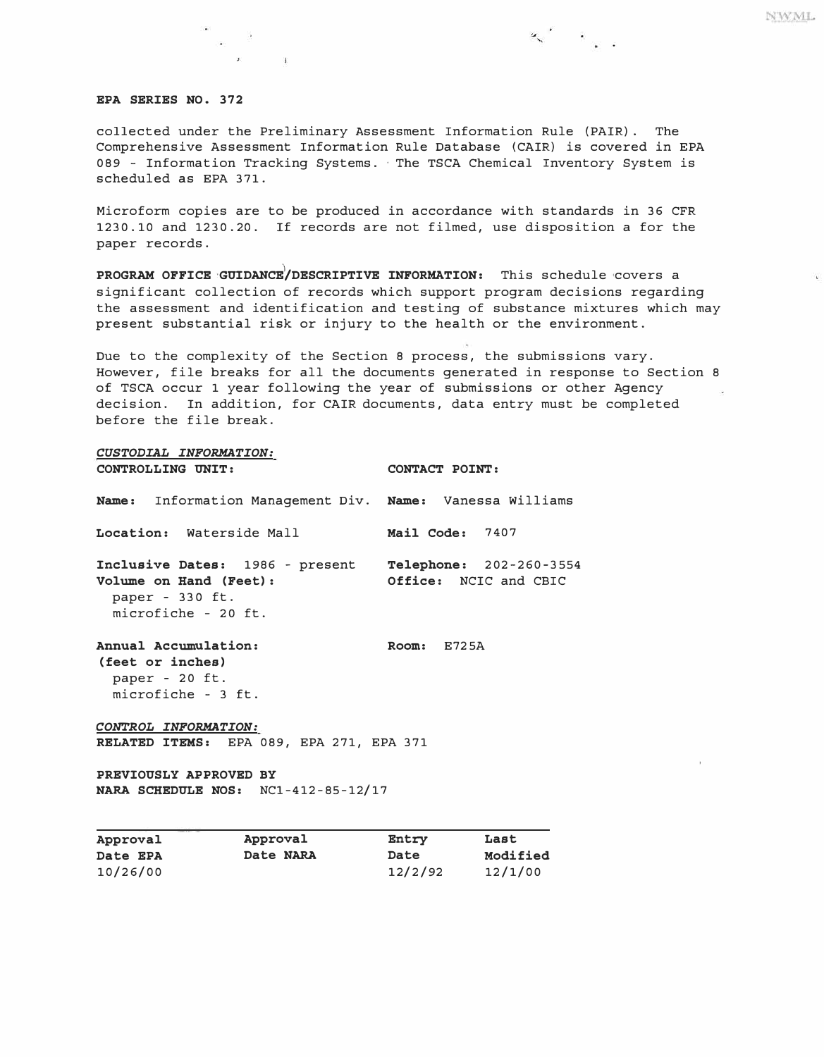**EPA SERIES NO. 372**

collected under the Preliminary Assessment Information Rule (PAIR). The Comprehensive Assessment Information Rule Database (CAIR) is covered in EPA 089 - Information Tracking Systems. The TSCA Chemical Inventory System is scheduled as EPA 371.

Microform copies are to be produced in accordance with standards in 36 CFR 1230.10 and 1230.20. If records are not filmed, use disposition a for the paper records.

**PROGRAM OFFICE GUIDANCE/DESCRIPTIVE INFORMATION:** This schedule covers a significant collection of records which support program decisions regarding the assessment and identification and testing of substance mixtures which may present substantial risk or injury to the health or the environment.

Due to the complexity of the Section 8 process, the submissions vary. However, file breaks for all the documents generated in response to Section 8 of TSCA occur 1 year following the year of submissions or other Agency decision. In addition, for CAIR documents, data entry must be completed before the file break.

***CUSTODIAL INFORMATION:***

**CONTROLLING UNIT:**

**Name:** Information Management Div.

**Location:** Waterside Mall

**Inclusive Dates:** 1986 - present

**Volume on Hand (Feet):**
paper - 330 ft.
microfiche - 20 ft.

**Annual Accumulation:**
**(feet or inches)**
paper - 20 ft.
microfiche - 3 ft.

**CONTACT POINT:**

**Name:** Vanessa Williams

**Mail Code:** 7407

**Telephone:** 202-260-3554

**Office:** NCIC and CBIC

**Room:** E725A

***CONTROL INFORMATION:***

**RELATED ITEMS:** EPA 089, EPA 271, EPA 371

**PREVIOUSLY APPROVED BY**
**NARA SCHEDULE NOS:** NC1-412-85-12/17

| Approval Date EPA | Approval Date NARA | Entry Date | Last Modified |
|---|---|---|---|
| 10/26/00 | | 12/2/92 | 12/1/00 |